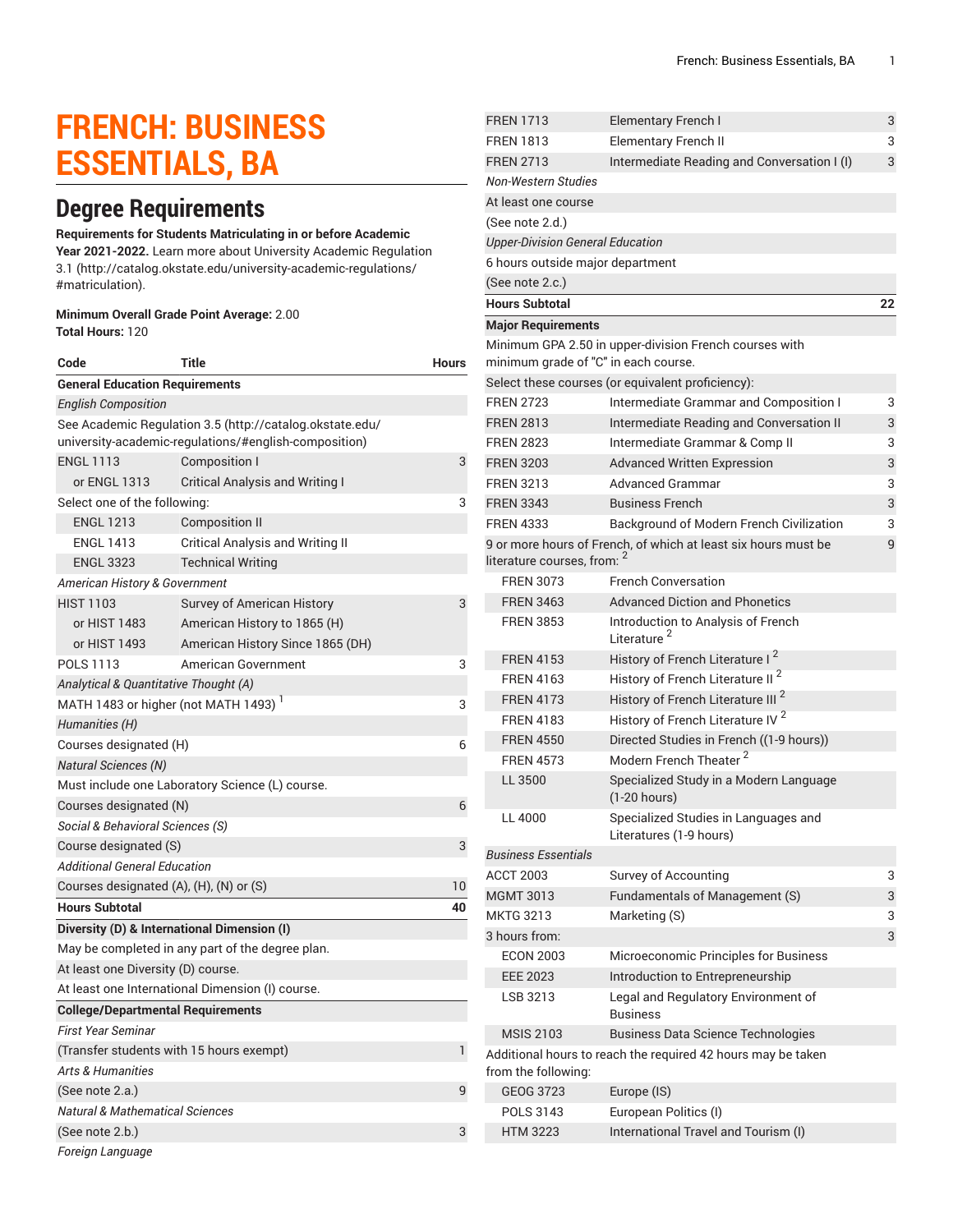# FRENCH: BUSINESS ESSENTIALS, BA

## Degree Requirements

**Requirements for Students Matriculating in or before Academic Year 2021-2022.** Learn more about University Academic Regulation 3.1 (http://catalog.okstate.edu/university-academic-regulations/#matriculation).

**Minimum Overall Grade Point Average:** 2.00
**Total Hours:** 120

| Code | Title | Hours |
|---|---|---|
| **General Education Requirements** | | |
| *English Composition* | | |
| See Academic Regulation 3.5 (http://catalog.okstate.edu/university-academic-regulations/#english-composition) | | |
| ENGL 1113 | Composition I | 3 |
| or ENGL 1313 | Critical Analysis and Writing I | |
| Select one of the following: | | 3 |
| ENGL 1213 | Composition II | |
| ENGL 1413 | Critical Analysis and Writing II | |
| ENGL 3323 | Technical Writing | |
| *American History & Government* | | |
| HIST 1103 | Survey of American History | 3 |
| or HIST 1483 | American History to 1865 (H) | |
| or HIST 1493 | American History Since 1865 (DH) | |
| POLS 1113 | American Government | 3 |
| *Analytical & Quantitative Thought (A)* | | |
| MATH 1483 or higher (not MATH 1493) [1] | | 3 |
| *Humanities (H)* | | |
| Courses designated (H) | | 6 |
| *Natural Sciences (N)* | | |
| Must include one Laboratory Science (L) course. | | |
| Courses designated (N) | | 6 |
| *Social & Behavioral Sciences (S)* | | |
| Course designated (S) | | 3 |
| *Additional General Education* | | |
| Courses designated (A), (H), (N) or (S) | | 10 |
| **Hours Subtotal** | | **40** |
| **Diversity (D) & International Dimension (I)** | | |
| May be completed in any part of the degree plan. | | |
| At least one Diversity (D) course. | | |
| At least one International Dimension (I) course. | | |
| **College/Departmental Requirements** | | |
| *First Year Seminar* | | |
| (Transfer students with 15 hours exempt) | | 1 |
| *Arts & Humanities* | | |
| (See note 2.a.) | | 9 |
| *Natural & Mathematical Sciences* | | |
| (See note 2.b.) | | 3 |
| *Foreign Language* | | |
| FREN 1713 | Elementary French I | 3 |
| FREN 1813 | Elementary French II | 3 |
| FREN 2713 | Intermediate Reading and Conversation I (I) | 3 |
| *Non-Western Studies* | | |
| At least one course | | |
| (See note 2.d.) | | |
| *Upper-Division General Education* | | |
| 6 hours outside major department | | |
| (See note 2.c.) | | |
| **Hours Subtotal** | | **22** |
| **Major Requirements** | | |
| Minimum GPA 2.50 in upper-division French courses with minimum grade of "C" in each course. | | |
| Select these courses (or equivalent proficiency): | | |
| FREN 2723 | Intermediate Grammar and Composition I | 3 |
| FREN 2813 | Intermediate Reading and Conversation II | 3 |
| FREN 2823 | Intermediate Grammar & Comp II | 3 |
| FREN 3203 | Advanced Written Expression | 3 |
| FREN 3213 | Advanced Grammar | 3 |
| FREN 3343 | Business French | 3 |
| FREN 4333 | Background of Modern French Civilization | 3 |
| 9 or more hours of French, of which at least six hours must be literature courses, from: [2] | | 9 |
| FREN 3073 | French Conversation | |
| FREN 3463 | Advanced Diction and Phonetics | |
| FREN 3853 | Introduction to Analysis of French Literature [2] | |
| FREN 4153 | History of French Literature I [2] | |
| FREN 4163 | History of French Literature II [2] | |
| FREN 4173 | History of French Literature III [2] | |
| FREN 4183 | History of French Literature IV [2] | |
| FREN 4550 | Directed Studies in French ((1-9 hours)) | |
| FREN 4573 | Modern French Theater [2] | |
| LL 3500 | Specialized Study in a Modern Language (1-20 hours) | |
| LL 4000 | Specialized Studies in Languages and Literatures (1-9 hours) | |
| *Business Essentials* | | |
| ACCT 2003 | Survey of Accounting | 3 |
| MGMT 3013 | Fundamentals of Management (S) | 3 |
| MKTG 3213 | Marketing (S) | 3 |
| 3 hours from: | | 3 |
| ECON 2003 | Microeconomic Principles for Business | |
| EEE 2023 | Introduction to Entrepreneurship | |
| LSB 3213 | Legal and Regulatory Environment of Business | |
| MSIS 2103 | Business Data Science Technologies | |
| Additional hours to reach the required 42 hours may be taken from the following: | | |
| GEOG 3723 | Europe (IS) | |
| POLS 3143 | European Politics (I) | |
| HTM 3223 | International Travel and Tourism (I) | |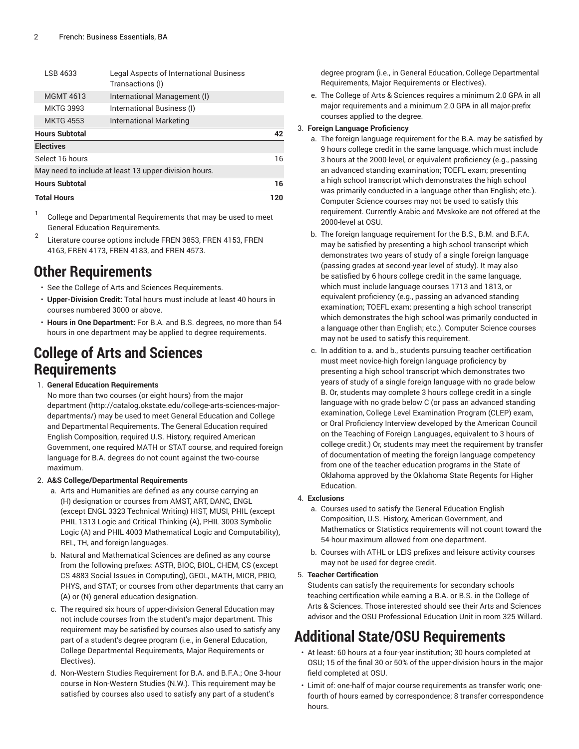| | | |
|---|---|---|
| LSB 4633 | Legal Aspects of International Business Transactions (I) | |
| MGMT 4613 | International Management (I) | |
| MKTG 3993 | International Business (I) | |
| MKTG 4553 | International Marketing | |
| **Hours Subtotal** | | **42** |
| **Electives** | | |
| Select 16 hours | | 16 |
| May need to include at least 13 upper-division hours. | | |
| **Hours Subtotal** | | **16** |
| **Total Hours** | | **120** |

[1] College and Departmental Requirements that may be used to meet General Education Requirements.

[2] Literature course options include FREN 3853, FREN 4153, FREN 4163, FREN 4173, FREN 4183, and FREN 4573.

# Other Requirements

- See the College of Arts and Sciences Requirements.
- **Upper-Division Credit:** Total hours must include at least 40 hours in courses numbered 3000 or above.
- **Hours in One Department:** For B.A. and B.S. degrees, no more than 54 hours in one department may be applied to degree requirements.

# College of Arts and Sciences Requirements

1. **General Education Requirements**
   No more than two courses (or eight hours) from the major department (http://catalog.okstate.edu/college-arts-sciences-major-departments/) may be used to meet General Education and College and Departmental Requirements. The General Education required English Composition, required U.S. History, required American Government, one required MATH or STAT course, and required foreign language for B.A. degrees do not count against the two-course maximum.
2. **A&S College/Departmental Requirements**
   a. Arts and Humanities are defined as any course carrying an (H) designation or courses from AMST, ART, DANC, ENGL (except ENGL 3323 Technical Writing) HIST, MUSI, PHIL (except PHIL 1313 Logic and Critical Thinking (A), PHIL 3003 Symbolic Logic (A) and PHIL 4003 Mathematical Logic and Computability), REL, TH, and foreign languages.
   b. Natural and Mathematical Sciences are defined as any course from the following prefixes: ASTR, BIOC, BIOL, CHEM, CS (except CS 4883 Social Issues in Computing), GEOL, MATH, MICR, PBIO, PHYS, and STAT; or courses from other departments that carry an (A) or (N) general education designation.
   c. The required six hours of upper-division General Education may not include courses from the student's major department. This requirement may be satisfied by courses also used to satisfy any part of a student's degree program (i.e., in General Education, College Departmental Requirements, Major Requirements or Electives).
   d. Non-Western Studies Requirement for B.A. and B.F.A.; One 3-hour course in Non-Western Studies (N.W.). This requirement may be satisfied by courses also used to satisfy any part of a student's degree program (i.e., in General Education, College Departmental Requirements, Major Requirements or Electives).
   e. The College of Arts & Sciences requires a minimum 2.0 GPA in all major requirements and a minimum 2.0 GPA in all major-prefix courses applied to the degree.
3. **Foreign Language Proficiency**
   a. The foreign language requirement for the B.A. may be satisfied by 9 hours college credit in the same language, which must include 3 hours at the 2000-level, or equivalent proficiency (e.g., passing an advanced standing examination; TOEFL exam; presenting a high school transcript which demonstrates the high school was primarily conducted in a language other than English; etc.). Computer Science courses may not be used to satisfy this requirement. Currently Arabic and Mvskoke are not offered at the 2000-level at OSU.
   b. The foreign language requirement for the B.S., B.M. and B.F.A. may be satisfied by presenting a high school transcript which demonstrates two years of study of a single foreign language (passing grades at second-year level of study). It may also be satisfied by 6 hours college credit in the same language, which must include language courses 1713 and 1813, or equivalent proficiency (e.g., passing an advanced standing examination; TOEFL exam; presenting a high school transcript which demonstrates the high school was primarily conducted in a language other than English; etc.). Computer Science courses may not be used to satisfy this requirement.
   c. In addition to a. and b., students pursuing teacher certification must meet novice-high foreign language proficiency by presenting a high school transcript which demonstrates two years of study of a single foreign language with no grade below B. Or, students may complete 3 hours college credit in a single language with no grade below C (or pass an advanced standing examination, College Level Examination Program (CLEP) exam, or Oral Proficiency Interview developed by the American Council on the Teaching of Foreign Languages, equivalent to 3 hours of college credit.) Or, students may meet the requirement by transfer of documentation of meeting the foreign language competency from one of the teacher education programs in the State of Oklahoma approved by the Oklahoma State Regents for Higher Education.
4. **Exclusions**
   a. Courses used to satisfy the General Education English Composition, U.S. History, American Government, and Mathematics or Statistics requirements will not count toward the 54-hour maximum allowed from one department.
   b. Courses with ATHL or LEIS prefixes and leisure activity courses may not be used for degree credit.
5. **Teacher Certification**
   Students can satisfy the requirements for secondary schools teaching certification while earning a B.A. or B.S. in the College of Arts & Sciences. Those interested should see their Arts and Sciences advisor and the OSU Professional Education Unit in room 325 Willard.

# Additional State/OSU Requirements

- At least: 60 hours at a four-year institution; 30 hours completed at OSU; 15 of the final 30 or 50% of the upper-division hours in the major field completed at OSU.
- Limit of: one-half of major course requirements as transfer work; one-fourth of hours earned by correspondence; 8 transfer correspondence hours.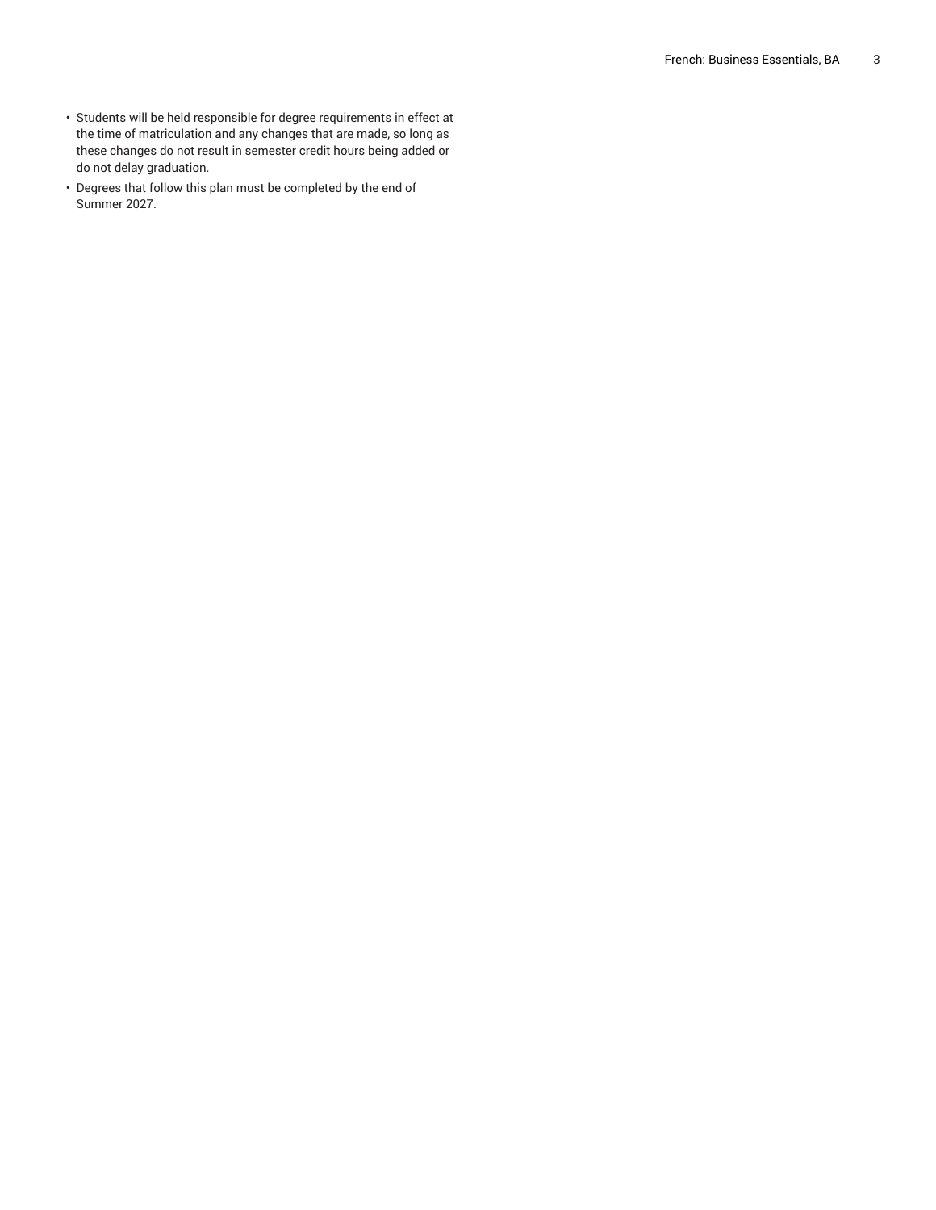- Students will be held responsible for degree requirements in effect at the time of matriculation and any changes that are made, so long as these changes do not result in semester credit hours being added or do not delay graduation.
- Degrees that follow this plan must be completed by the end of Summer 2027.